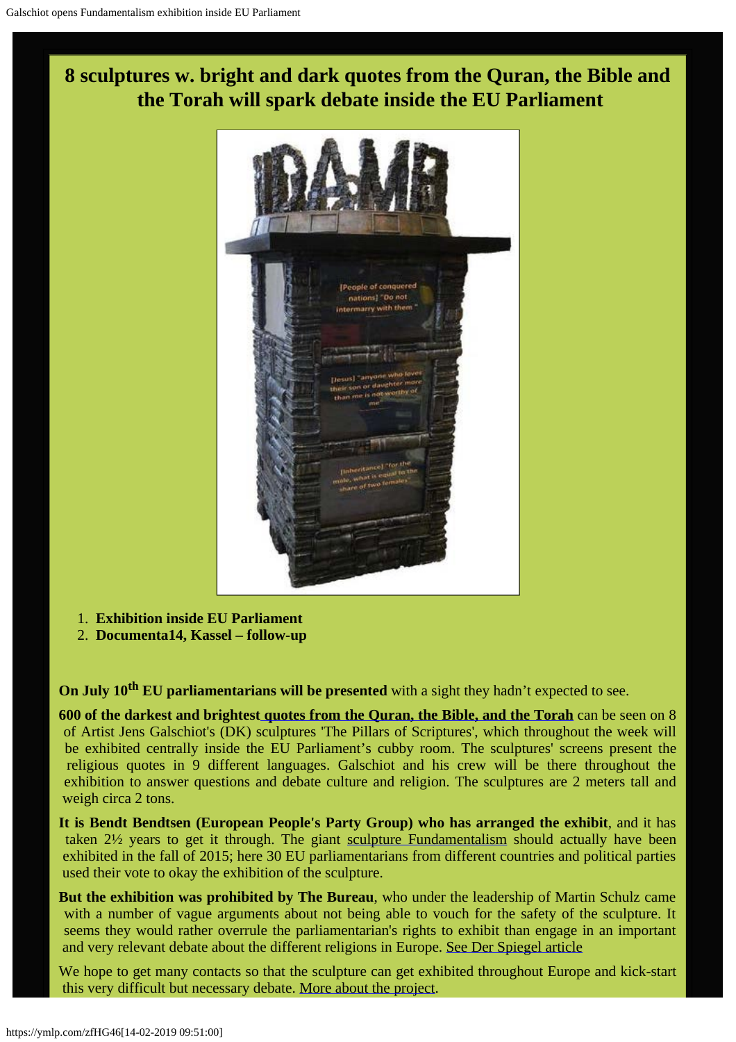# 8 sculptures w. bright and dark quotes from the Quran, the Bible and the Torah will spark debate inside the EU Parliament

1. **Exhibition inside EU Parliament**
2. **Documenta14, Kassel – follow-up**

**On July 10th EU parliamentarians will be presented** with a sight they hadn't expected to see.

**600 of the darkest and brightest quotes from the Quran, the Bible, and the Torah** can be seen on 8 of Artist Jens Galschiot's (DK) sculptures 'The Pillars of Scriptures', which throughout the week will be exhibited centrally inside the EU Parliament's cubby room. The sculptures' screens present the religious quotes in 9 different languages. Galschiot and his crew will be there throughout the exhibition to answer questions and debate culture and religion. The sculptures are 2 meters tall and weigh circa 2 tons.

**It is Bendt Bendtsen (European People's Party Group) who has arranged the exhibit**, and it has taken 2½ years to get it through. The giant sculpture Fundamentalism should actually have been exhibited in the fall of 2015; here 30 EU parliamentarians from different countries and political parties used their vote to okay the exhibition of the sculpture.

**But the exhibition was prohibited by The Bureau**, who under the leadership of Martin Schulz came with a number of vague arguments about not being able to vouch for the safety of the sculpture. It seems they would rather overrule the parliamentarian's rights to exhibit than engage in an important and very relevant debate about the different religions in Europe. See Der Spiegel article

We hope to get many contacts so that the sculpture can get exhibited throughout Europe and kick-start this very difficult but necessary debate. More about the project.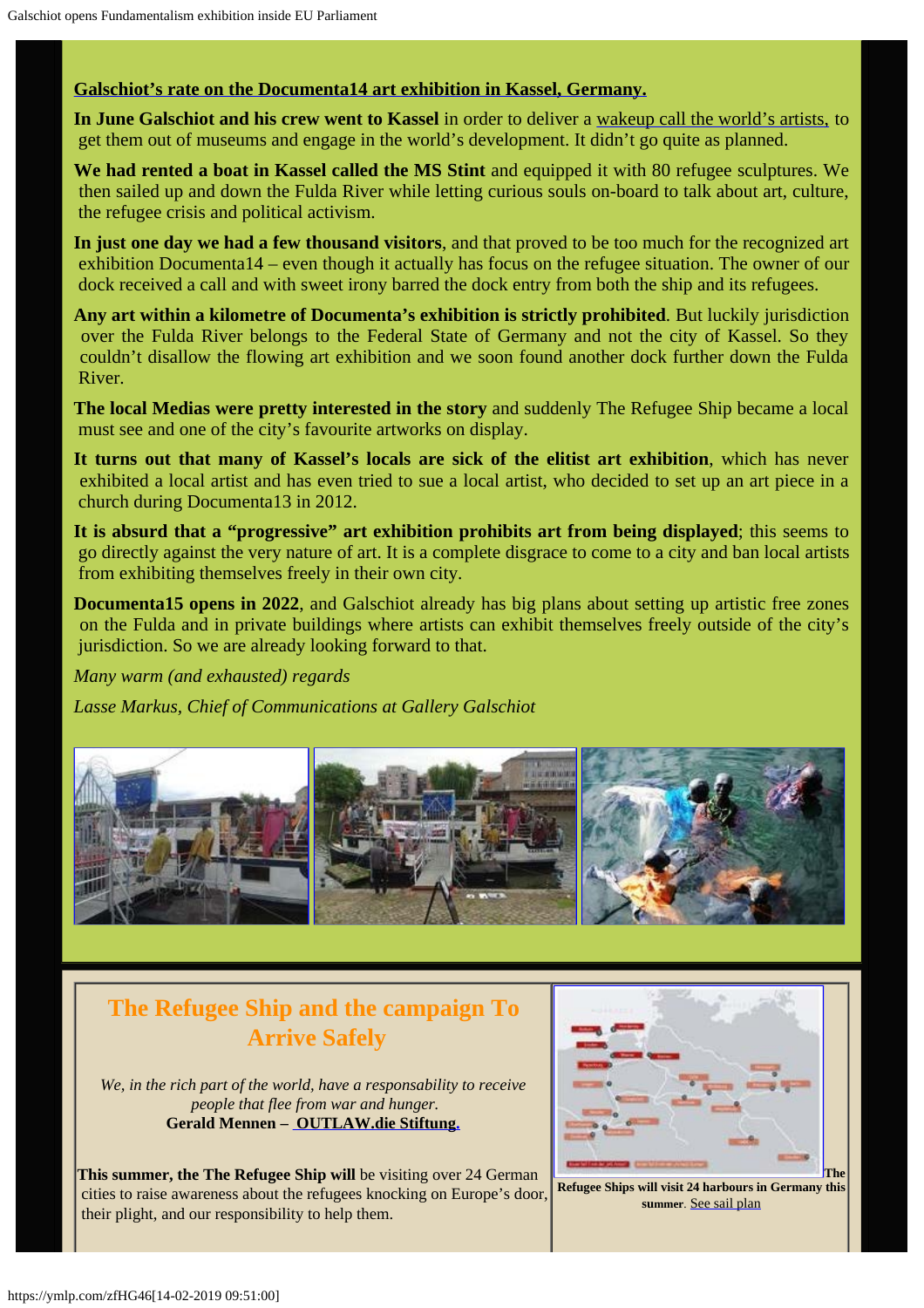## Galschiot's rate on the Documenta14 art exhibition in Kassel, Germany.

**In June Galschiot and his crew went to Kassel** in order to deliver a wakeup call the world's artists, to get them out of museums and engage in the world's development. It didn't go quite as planned.

**We had rented a boat in Kassel called the MS Stint** and equipped it with 80 refugee sculptures. We then sailed up and down the Fulda River while letting curious souls on-board to talk about art, culture, the refugee crisis and political activism.

**In just one day we had a few thousand visitors**, and that proved to be too much for the recognized art exhibition Documenta14 – even though it actually has focus on the refugee situation. The owner of our dock received a call and with sweet irony barred the dock entry from both the ship and its refugees.

**Any art within a kilometre of Documenta's exhibition is strictly prohibited**. But luckily jurisdiction over the Fulda River belongs to the Federal State of Germany and not the city of Kassel. So they couldn't disallow the flowing art exhibition and we soon found another dock further down the Fulda River.

**The local Medias were pretty interested in the story** and suddenly The Refugee Ship became a local must see and one of the city's favourite artworks on display.

**It turns out that many of Kassel's locals are sick of the elitist art exhibition**, which has never exhibited a local artist and has even tried to sue a local artist, who decided to set up an art piece in a church during Documenta13 in 2012.

**It is absurd that a "progressive" art exhibition prohibits art from being displayed**; this seems to go directly against the very nature of art. It is a complete disgrace to come to a city and ban local artists from exhibiting themselves freely in their own city.

**Documenta15 opens in 2022**, and Galschiot already has big plans about setting up artistic free zones on the Fulda and in private buildings where artists can exhibit themselves freely outside of the city's jurisdiction. So we are already looking forward to that.

*Many warm (and exhausted) regards*

*Lasse Markus, Chief of Communications at Gallery Galschiot*

## The Refugee Ship and the campaign To Arrive Safely

*We, in the rich part of the world, have a responsability to receive people that flee from war and hunger.*
**Gerald Mennen – OUTLAW.die Stiftung.**

**This summer, the The Refugee Ship will** be visiting over 24 German cities to raise awareness about the refugees knocking on Europe's door, their plight, and our responsibility to help them.

**The Refugee Ships will visit 24 harbours in Germany this summer**. See sail plan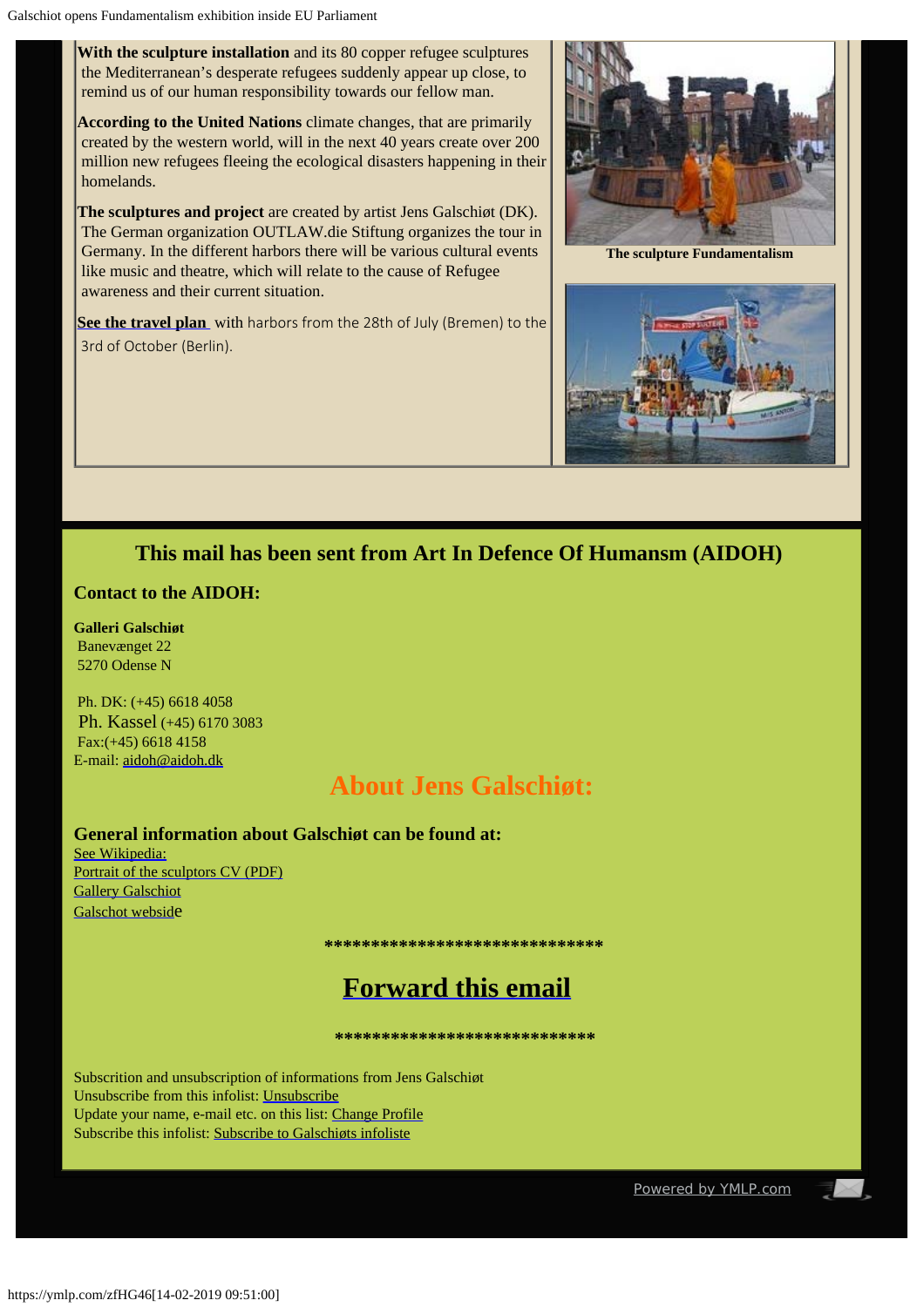**With the sculpture installation** and its 80 copper refugee sculptures the Mediterranean's desperate refugees suddenly appear up close, to remind us of our human responsibility towards our fellow man.

**According to the United Nations** climate changes, that are primarily created by the western world, will in the next 40 years create over 200 million new refugees fleeing the ecological disasters happening in their homelands.

**The sculptures and project** are created by artist Jens Galschiøt (DK). The German organization OUTLAW.die Stiftung organizes the tour in Germany. In the different harbors there will be various cultural events like music and theatre, which will relate to the cause of Refugee awareness and their current situation.

**See the travel plan** with harbors from the 28th of July (Bremen) to the 3rd of October (Berlin).

**The sculpture Fundamentalism**

## This mail has been sent from Art In Defence Of Humansm (AIDOH)

### Contact to the AIDOH:

**Galleri Galschiøt**
Banevænget 22
5270 Odense N

Ph. DK: (+45) 6618 4058
Ph. Kassel (+45) 6170 3083
Fax:(+45) 6618 4158
E-mail: aidoh@aidoh.dk

## About Jens Galschiøt:

### General information about Galschiøt can be found at:

See Wikipedia:
Portrait of the sculptors CV (PDF)
Gallery Galschiot
Galschot webside

*******************************

## Forward this email

*****************************

Subscription and unsubscription of informations from Jens Galschiøt
Unsubscribe from this infolist: Unsubscribe
Update your name, e-mail etc. on this list: Change Profile
Subscribe this infolist: Subscribe to Galschiøts infoliste

Powered by YMLP.com